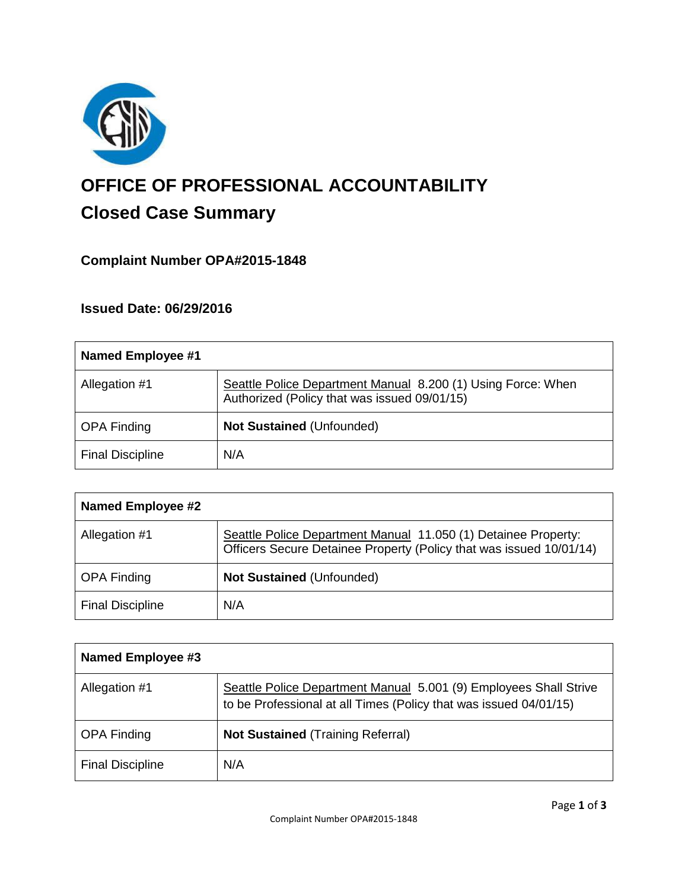# OFFICE OF PROFESSIONAL ACCOUNTABILITY

## Closed Case Summary

### Complaint Number OPA#2015-1848

### Issued Date: 06/29/2016

| **Named Employee #1** | |
|---|---|
| Allegation #1 | Seattle Police Department Manual 8.200 (1) Using Force: When Authorized (Policy that was issued 09/01/15) |
| OPA Finding | **Not Sustained** (Unfounded) |
| Final Discipline | N/A |

| **Named Employee #2** | |
|---|---|
| Allegation #1 | Seattle Police Department Manual 11.050 (1) Detainee Property: Officers Secure Detainee Property (Policy that was issued 10/01/14) |
| OPA Finding | **Not Sustained** (Unfounded) |
| Final Discipline | N/A |

| **Named Employee #3** | |
|---|---|
| Allegation #1 | Seattle Police Department Manual 5.001 (9) Employees Shall Strive to be Professional at all Times (Policy that was issued 04/01/15) |
| OPA Finding | **Not Sustained** (Training Referral) |
| Final Discipline | N/A |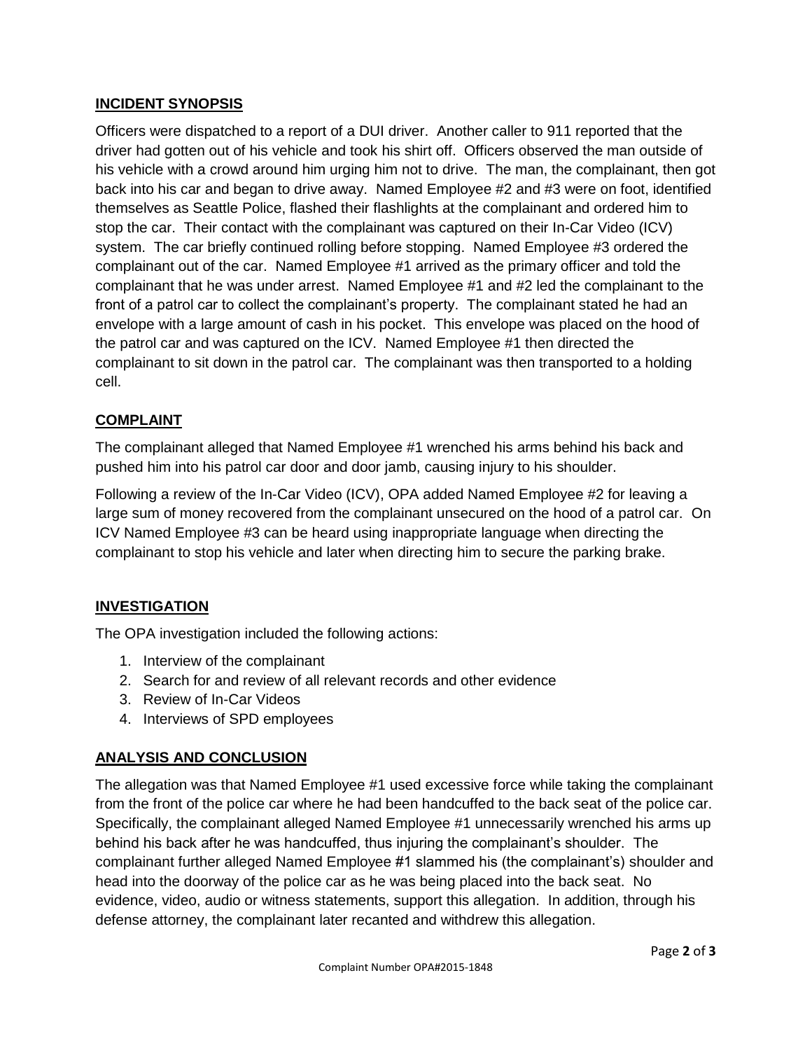## INCIDENT SYNOPSIS

Officers were dispatched to a report of a DUI driver. Another caller to 911 reported that the driver had gotten out of his vehicle and took his shirt off. Officers observed the man outside of his vehicle with a crowd around him urging him not to drive. The man, the complainant, then got back into his car and began to drive away. Named Employee #2 and #3 were on foot, identified themselves as Seattle Police, flashed their flashlights at the complainant and ordered him to stop the car. Their contact with the complainant was captured on their In-Car Video (ICV) system. The car briefly continued rolling before stopping. Named Employee #3 ordered the complainant out of the car. Named Employee #1 arrived as the primary officer and told the complainant that he was under arrest. Named Employee #1 and #2 led the complainant to the front of a patrol car to collect the complainant's property. The complainant stated he had an envelope with a large amount of cash in his pocket. This envelope was placed on the hood of the patrol car and was captured on the ICV. Named Employee #1 then directed the complainant to sit down in the patrol car. The complainant was then transported to a holding cell.

## COMPLAINT

The complainant alleged that Named Employee #1 wrenched his arms behind his back and pushed him into his patrol car door and door jamb, causing injury to his shoulder.

Following a review of the In-Car Video (ICV), OPA added Named Employee #2 for leaving a large sum of money recovered from the complainant unsecured on the hood of a patrol car. On ICV Named Employee #3 can be heard using inappropriate language when directing the complainant to stop his vehicle and later when directing him to secure the parking brake.

## INVESTIGATION

The OPA investigation included the following actions:

1. Interview of the complainant
2. Search for and review of all relevant records and other evidence
3. Review of In-Car Videos
4. Interviews of SPD employees

## ANALYSIS AND CONCLUSION

The allegation was that Named Employee #1 used excessive force while taking the complainant from the front of the police car where he had been handcuffed to the back seat of the police car. Specifically, the complainant alleged Named Employee #1 unnecessarily wrenched his arms up behind his back after he was handcuffed, thus injuring the complainant's shoulder. The complainant further alleged Named Employee #1 slammed his (the complainant's) shoulder and head into the doorway of the police car as he was being placed into the back seat. No evidence, video, audio or witness statements, support this allegation. In addition, through his defense attorney, the complainant later recanted and withdrew this allegation.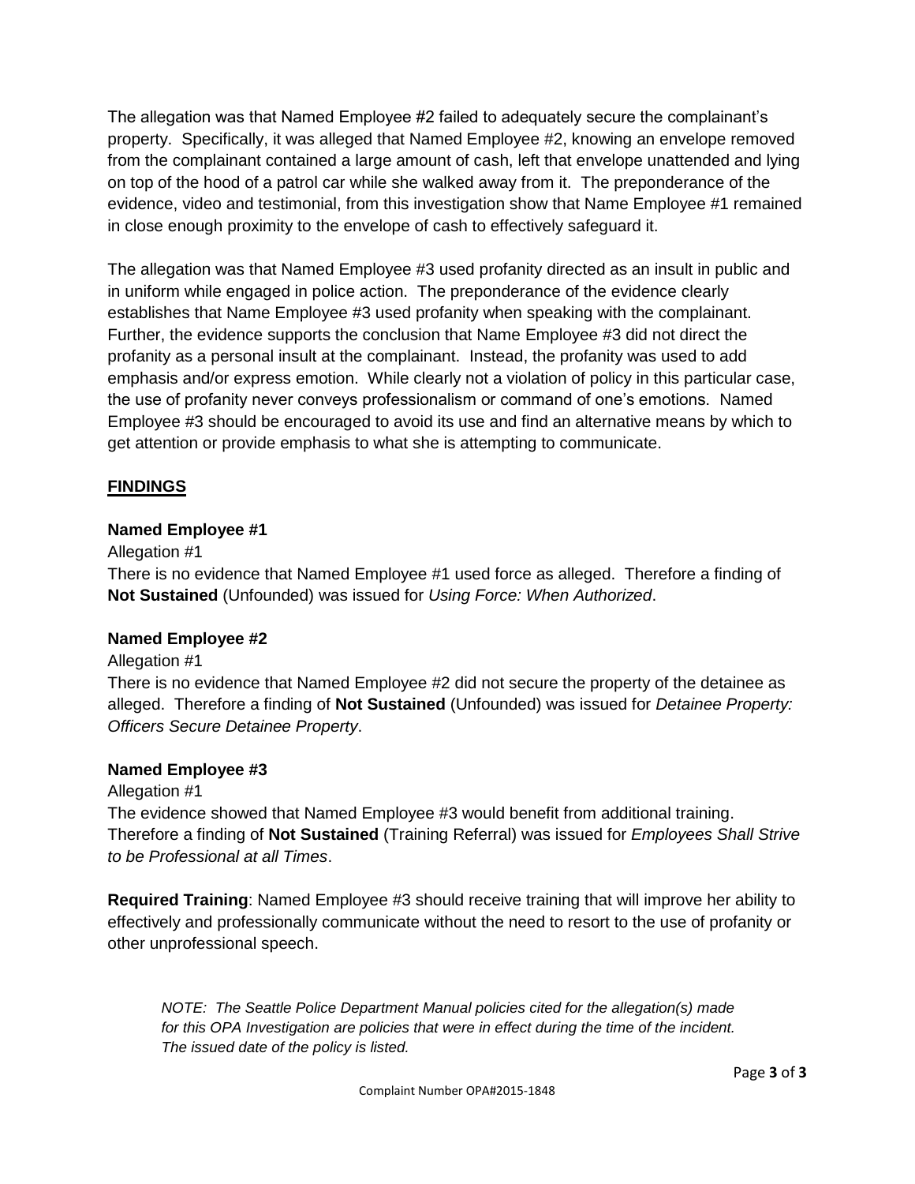The allegation was that Named Employee #2 failed to adequately secure the complainant's property. Specifically, it was alleged that Named Employee #2, knowing an envelope removed from the complainant contained a large amount of cash, left that envelope unattended and lying on top of the hood of a patrol car while she walked away from it. The preponderance of the evidence, video and testimonial, from this investigation show that Name Employee #1 remained in close enough proximity to the envelope of cash to effectively safeguard it.

The allegation was that Named Employee #3 used profanity directed as an insult in public and in uniform while engaged in police action. The preponderance of the evidence clearly establishes that Name Employee #3 used profanity when speaking with the complainant. Further, the evidence supports the conclusion that Name Employee #3 did not direct the profanity as a personal insult at the complainant. Instead, the profanity was used to add emphasis and/or express emotion. While clearly not a violation of policy in this particular case, the use of profanity never conveys professionalism or command of one's emotions. Named Employee #3 should be encouraged to avoid its use and find an alternative means by which to get attention or provide emphasis to what she is attempting to communicate.

## FINDINGS

### Named Employee #1

Allegation #1

There is no evidence that Named Employee #1 used force as alleged. Therefore a finding of **Not Sustained** (Unfounded) was issued for *Using Force: When Authorized*.

### Named Employee #2

Allegation #1

There is no evidence that Named Employee #2 did not secure the property of the detainee as alleged. Therefore a finding of **Not Sustained** (Unfounded) was issued for *Detainee Property: Officers Secure Detainee Property*.

### Named Employee #3

Allegation #1

The evidence showed that Named Employee #3 would benefit from additional training. Therefore a finding of **Not Sustained** (Training Referral) was issued for *Employees Shall Strive to be Professional at all Times*.

**Required Training**: Named Employee #3 should receive training that will improve her ability to effectively and professionally communicate without the need to resort to the use of profanity or other unprofessional speech.

*NOTE: The Seattle Police Department Manual policies cited for the allegation(s) made for this OPA Investigation are policies that were in effect during the time of the incident. The issued date of the policy is listed.*

Complaint Number OPA#2015-1848